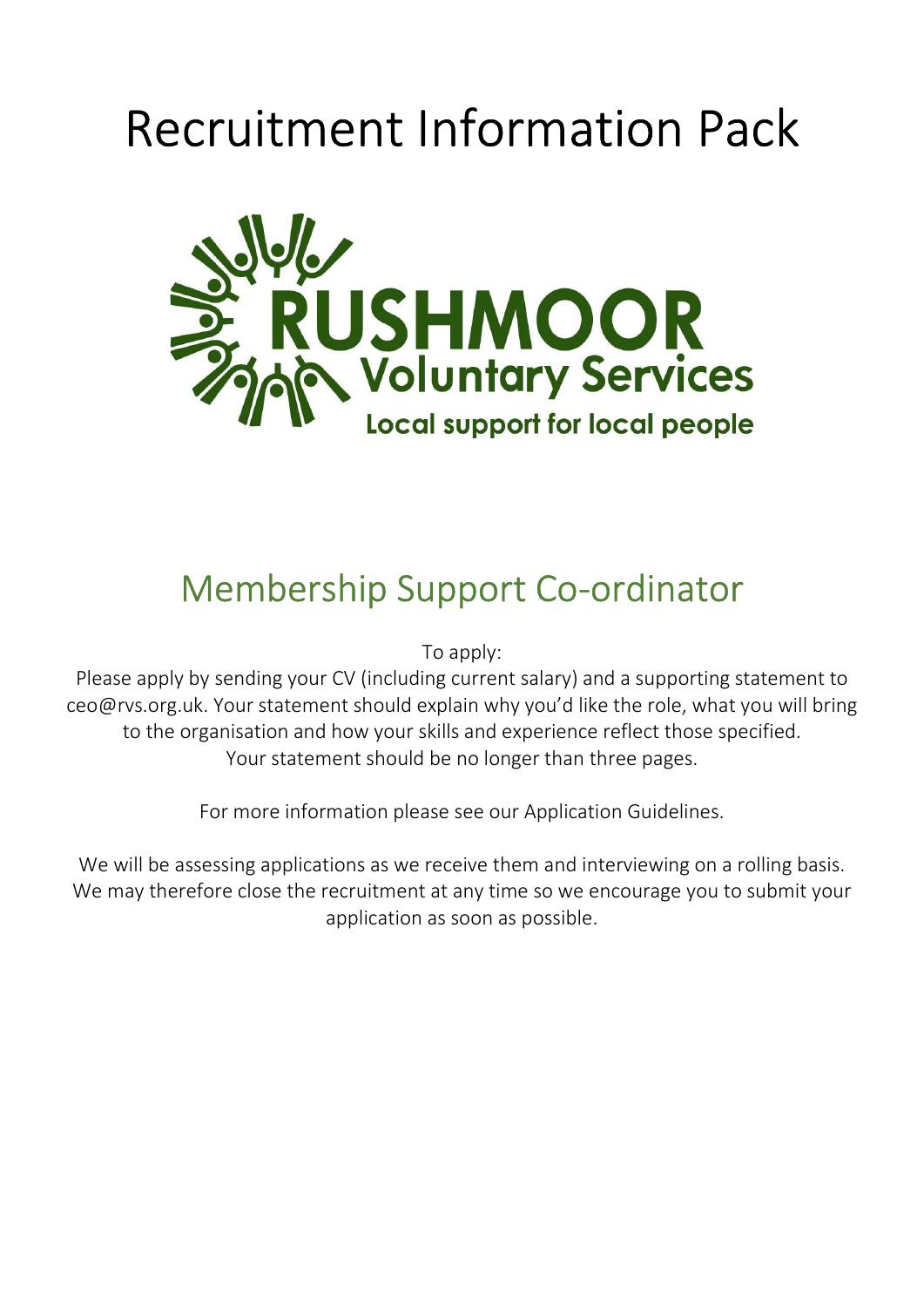# Recruitment Information Pack

RUSHMOOR
Voluntary Services
Local support for local people

## Membership Support Co-ordinator

To apply:
Please apply by sending your CV (including current salary) and a supporting statement to ceo@rvs.org.uk. Your statement should explain why you'd like the role, what you will bring to the organisation and how your skills and experience reflect those specified. Your statement should be no longer than three pages.

For more information please see our Application Guidelines.

We will be assessing applications as we receive them and interviewing on a rolling basis. We may therefore close the recruitment at any time so we encourage you to submit your application as soon as possible.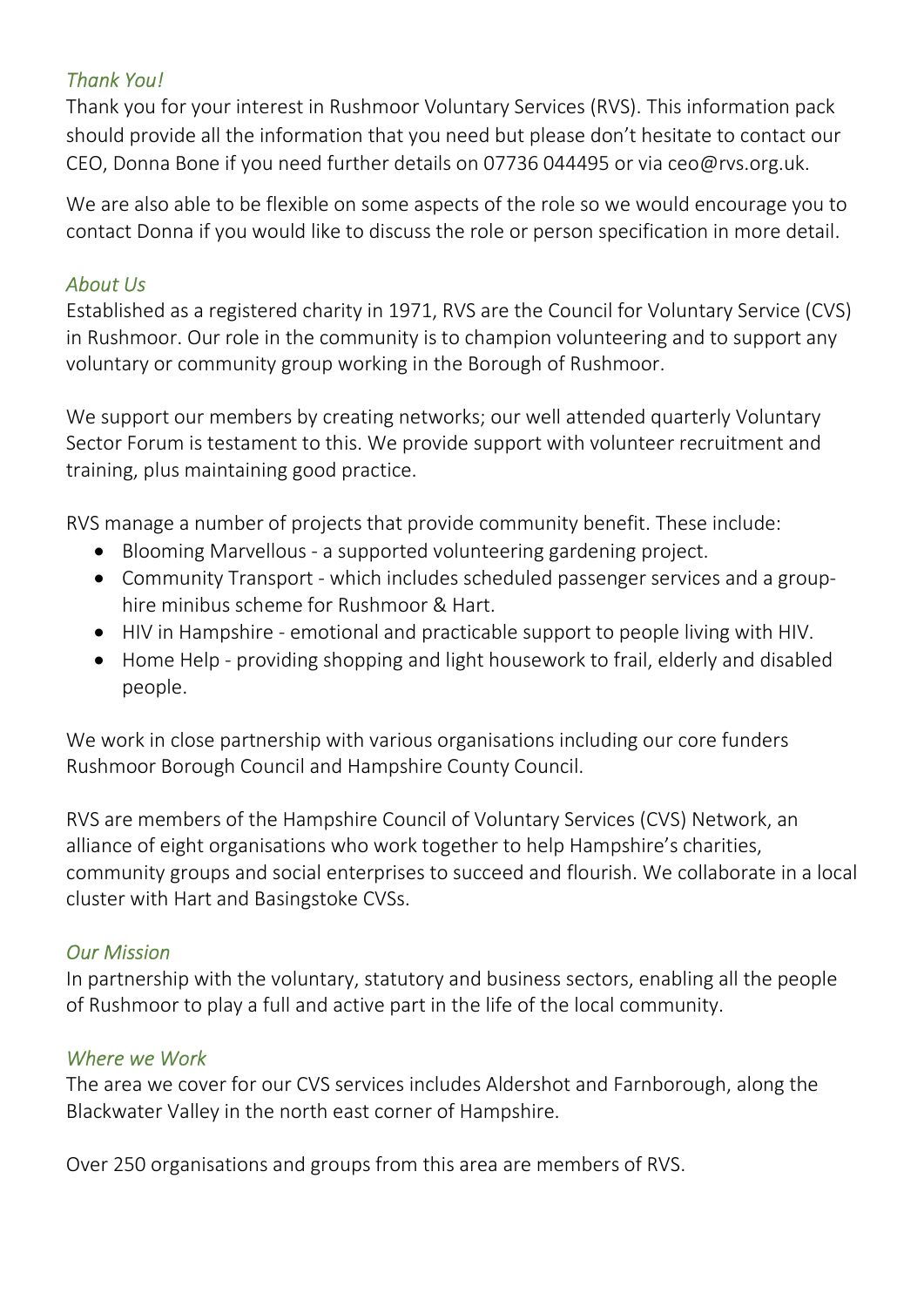*Thank You!*

Thank you for your interest in Rushmoor Voluntary Services (RVS). This information pack should provide all the information that you need but please don't hesitate to contact our CEO, Donna Bone if you need further details on 07736 044495 or via ceo@rvs.org.uk.

We are also able to be flexible on some aspects of the role so we would encourage you to contact Donna if you would like to discuss the role or person specification in more detail.

*About Us*

Established as a registered charity in 1971, RVS are the Council for Voluntary Service (CVS) in Rushmoor. Our role in the community is to champion volunteering and to support any voluntary or community group working in the Borough of Rushmoor.

We support our members by creating networks; our well attended quarterly Voluntary Sector Forum is testament to this. We provide support with volunteer recruitment and training, plus maintaining good practice.

RVS manage a number of projects that provide community benefit. These include:

- Blooming Marvellous - a supported volunteering gardening project.
- Community Transport - which includes scheduled passenger services and a group-hire minibus scheme for Rushmoor & Hart.
- HIV in Hampshire - emotional and practicable support to people living with HIV.
- Home Help - providing shopping and light housework to frail, elderly and disabled people.

We work in close partnership with various organisations including our core funders Rushmoor Borough Council and Hampshire County Council.

RVS are members of the Hampshire Council of Voluntary Services (CVS) Network, an alliance of eight organisations who work together to help Hampshire's charities, community groups and social enterprises to succeed and flourish. We collaborate in a local cluster with Hart and Basingstoke CVSs.

*Our Mission*

In partnership with the voluntary, statutory and business sectors, enabling all the people of Rushmoor to play a full and active part in the life of the local community.

*Where we Work*

The area we cover for our CVS services includes Aldershot and Farnborough, along the Blackwater Valley in the north east corner of Hampshire.

Over 250 organisations and groups from this area are members of RVS.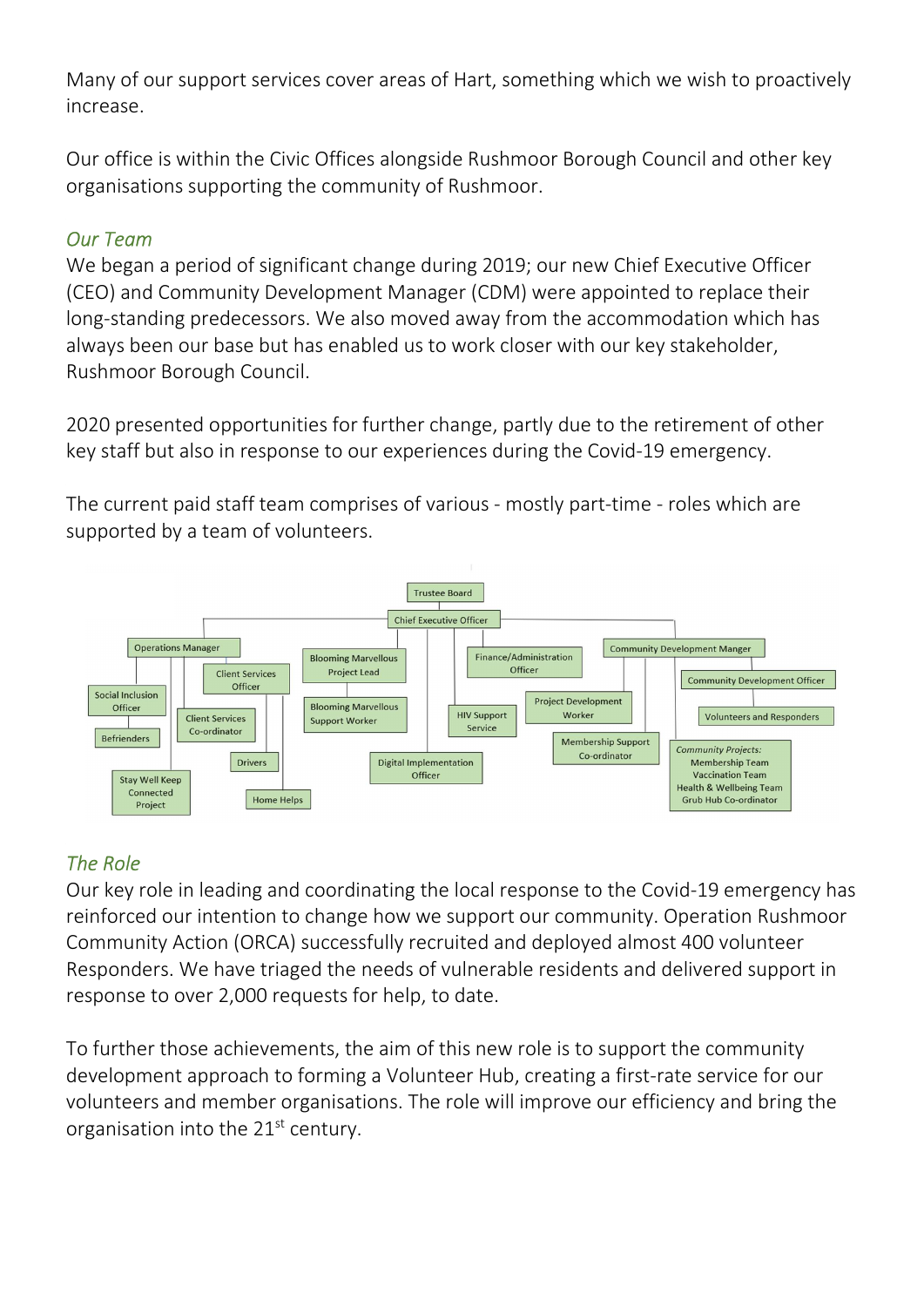Many of our support services cover areas of Hart, something which we wish to proactively increase.

Our office is within the Civic Offices alongside Rushmoor Borough Council and other key organisations supporting the community of Rushmoor.

### *Our Team*

We began a period of significant change during 2019; our new Chief Executive Officer (CEO) and Community Development Manager (CDM) were appointed to replace their long-standing predecessors. We also moved away from the accommodation which has always been our base but has enabled us to work closer with our key stakeholder, Rushmoor Borough Council.

2020 presented opportunities for further change, partly due to the retirement of other key staff but also in response to our experiences during the Covid-19 emergency.

The current paid staff team comprises of various - mostly part-time - roles which are supported by a team of volunteers.

Trustee Board

Chief Executive Officer

Operations Manager

Client Services Officer

Social Inclusion Officer

Client Services Co-ordinator

Befrienders

Drivers

Stay Well Keep Connected Project

Home Helps

Blooming Marvellous Project Lead

Blooming Marvellous Support Worker

Digital Implementation Officer

HIV Support Service

Finance/Administration Officer

Community Development Manger

Community Development Officer

Project Development Worker

Volunteers and Responders

Membership Support Co-ordinator

*Community Projects:*
Membership Team
Vaccination Team
Health & Wellbeing Team
Grub Hub Co-ordinator

### *The Role*

Our key role in leading and coordinating the local response to the Covid-19 emergency has reinforced our intention to change how we support our community. Operation Rushmoor Community Action (ORCA) successfully recruited and deployed almost 400 volunteer Responders. We have triaged the needs of vulnerable residents and delivered support in response to over 2,000 requests for help, to date.

To further those achievements, the aim of this new role is to support the community development approach to forming a Volunteer Hub, creating a first-rate service for our volunteers and member organisations. The role will improve our efficiency and bring the organisation into the 21st century.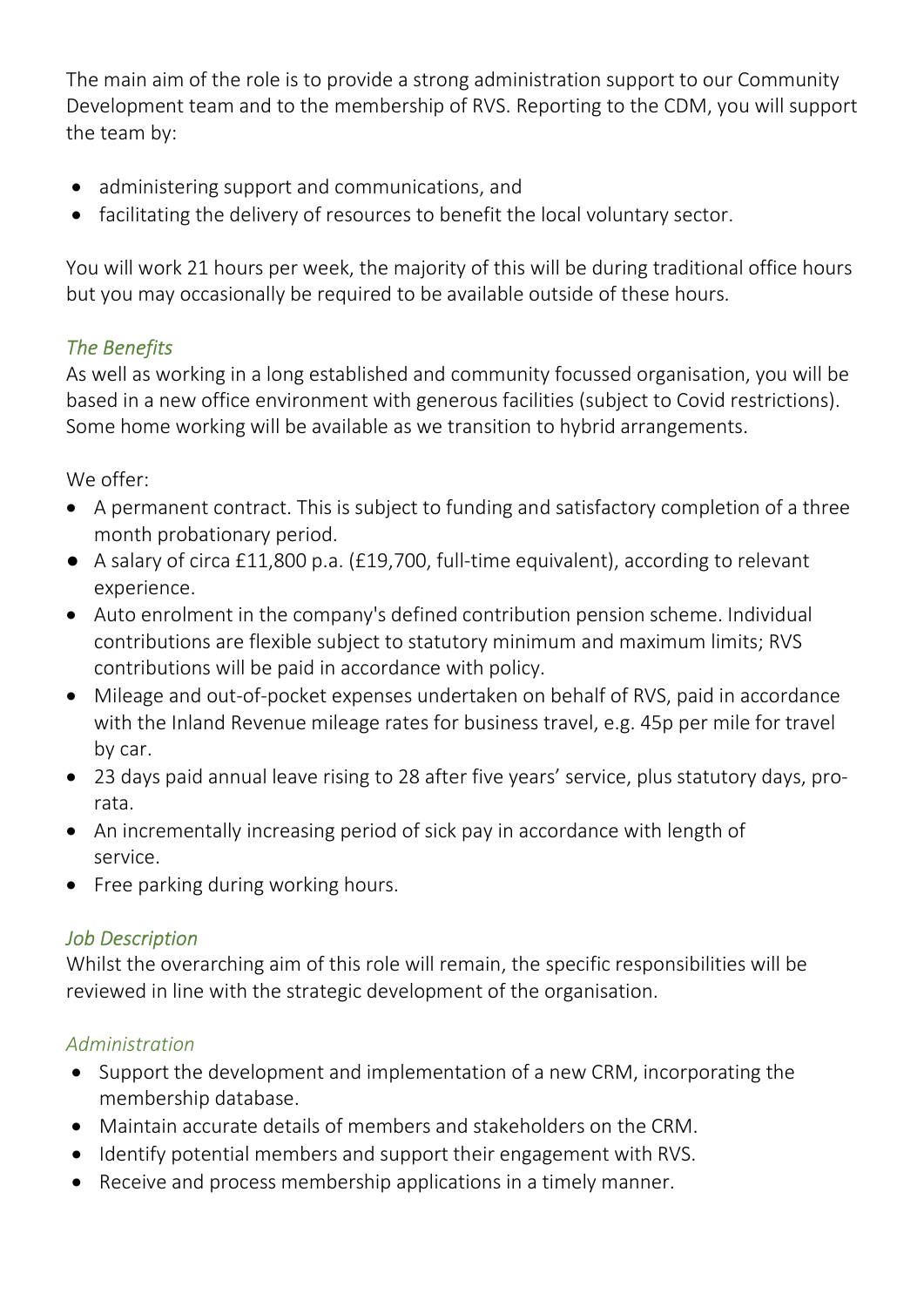The main aim of the role is to provide a strong administration support to our Community Development team and to the membership of RVS. Reporting to the CDM, you will support the team by:

- administering support and communications, and
- facilitating the delivery of resources to benefit the local voluntary sector.

You will work 21 hours per week, the majority of this will be during traditional office hours but you may occasionally be required to be available outside of these hours.

### *The Benefits*

As well as working in a long established and community focussed organisation, you will be based in a new office environment with generous facilities (subject to Covid restrictions). Some home working will be available as we transition to hybrid arrangements.

We offer:

- A permanent contract. This is subject to funding and satisfactory completion of a three month probationary period.
- A salary of circa £11,800 p.a. (£19,700, full-time equivalent), according to relevant experience.
- Auto enrolment in the company's defined contribution pension scheme. Individual contributions are flexible subject to statutory minimum and maximum limits; RVS contributions will be paid in accordance with policy.
- Mileage and out-of-pocket expenses undertaken on behalf of RVS, paid in accordance with the Inland Revenue mileage rates for business travel, e.g. 45p per mile for travel by car.
- 23 days paid annual leave rising to 28 after five years' service, plus statutory days, pro-rata.
- An incrementally increasing period of sick pay in accordance with length of service.
- Free parking during working hours.

### *Job Description*

Whilst the overarching aim of this role will remain, the specific responsibilities will be reviewed in line with the strategic development of the organisation.

#### *Administration*

- Support the development and implementation of a new CRM, incorporating the membership database.
- Maintain accurate details of members and stakeholders on the CRM.
- Identify potential members and support their engagement with RVS.
- Receive and process membership applications in a timely manner.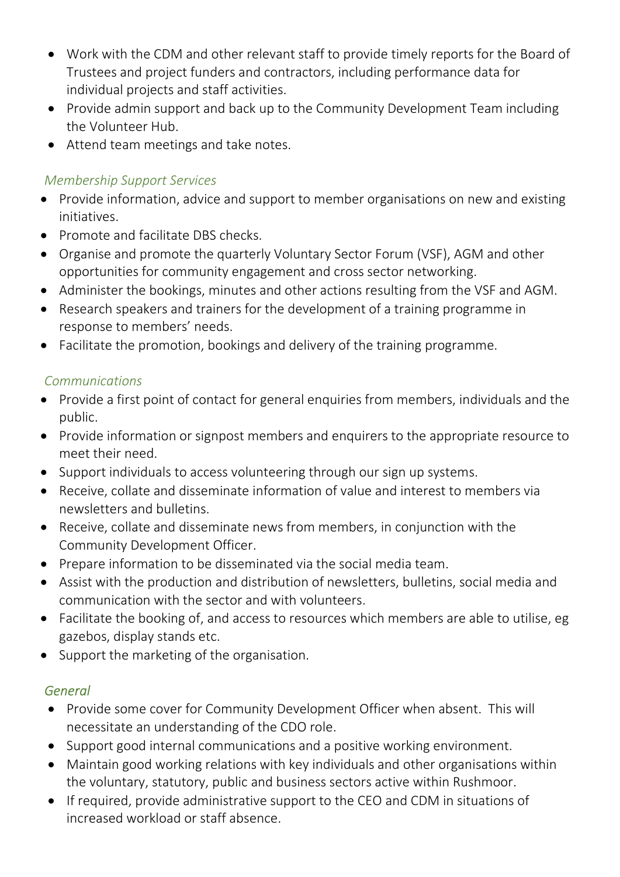- Work with the CDM and other relevant staff to provide timely reports for the Board of Trustees and project funders and contractors, including performance data for individual projects and staff activities.
- Provide admin support and back up to the Community Development Team including the Volunteer Hub.
- Attend team meetings and take notes.

*Membership Support Services*

- Provide information, advice and support to member organisations on new and existing initiatives.
- Promote and facilitate DBS checks.
- Organise and promote the quarterly Voluntary Sector Forum (VSF), AGM and other opportunities for community engagement and cross sector networking.
- Administer the bookings, minutes and other actions resulting from the VSF and AGM.
- Research speakers and trainers for the development of a training programme in response to members' needs.
- Facilitate the promotion, bookings and delivery of the training programme.

*Communications*

- Provide a first point of contact for general enquiries from members, individuals and the public.
- Provide information or signpost members and enquirers to the appropriate resource to meet their need.
- Support individuals to access volunteering through our sign up systems.
- Receive, collate and disseminate information of value and interest to members via newsletters and bulletins.
- Receive, collate and disseminate news from members, in conjunction with the Community Development Officer.
- Prepare information to be disseminated via the social media team.
- Assist with the production and distribution of newsletters, bulletins, social media and communication with the sector and with volunteers.
- Facilitate the booking of, and access to resources which members are able to utilise, eg gazebos, display stands etc.
- Support the marketing of the organisation.

*General*

- Provide some cover for Community Development Officer when absent. This will necessitate an understanding of the CDO role.
- Support good internal communications and a positive working environment.
- Maintain good working relations with key individuals and other organisations within the voluntary, statutory, public and business sectors active within Rushmoor.
- If required, provide administrative support to the CEO and CDM in situations of increased workload or staff absence.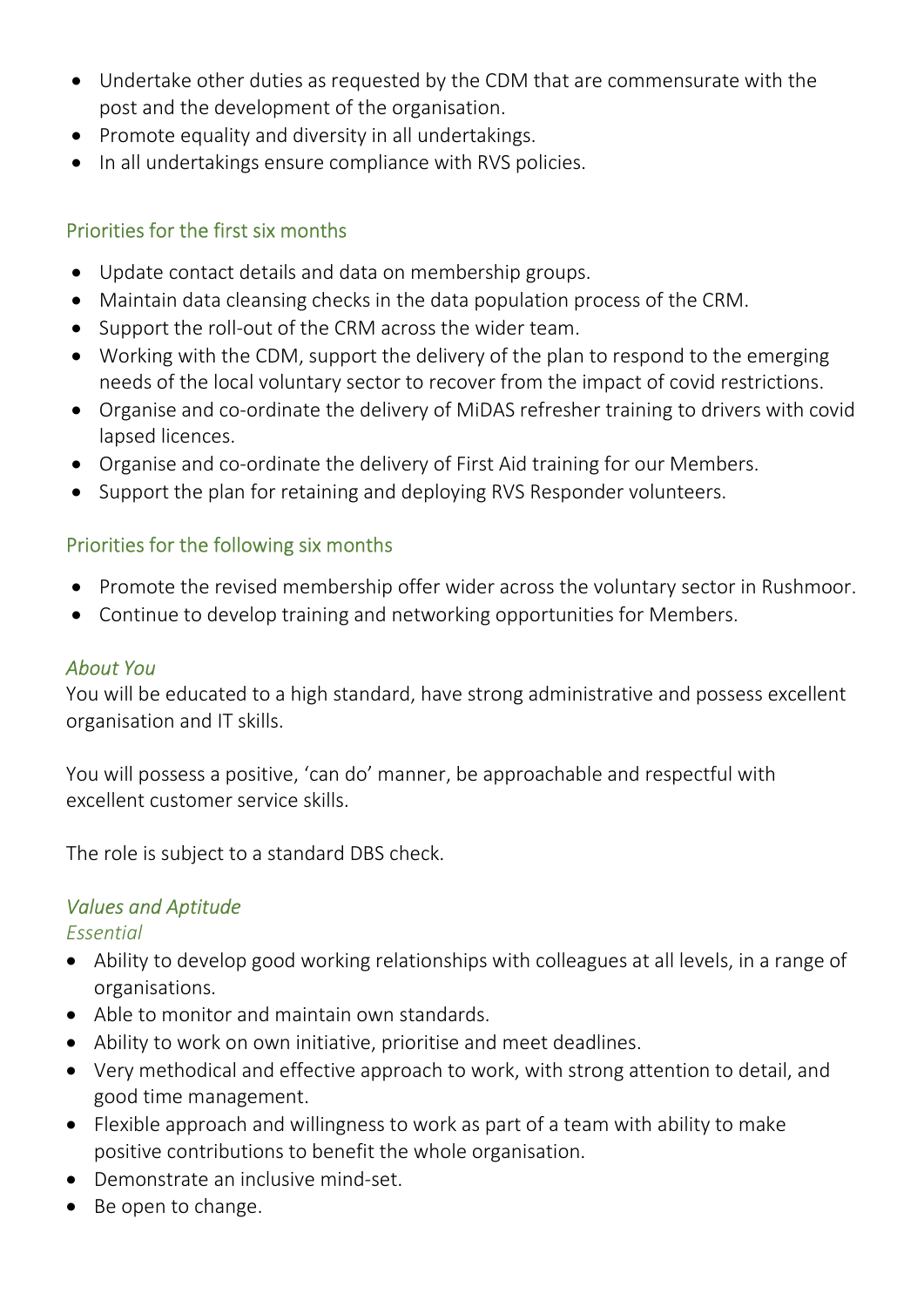- Undertake other duties as requested by the CDM that are commensurate with the post and the development of the organisation.
- Promote equality and diversity in all undertakings.
- In all undertakings ensure compliance with RVS policies.

## Priorities for the first six months

- Update contact details and data on membership groups.
- Maintain data cleansing checks in the data population process of the CRM.
- Support the roll-out of the CRM across the wider team.
- Working with the CDM, support the delivery of the plan to respond to the emerging needs of the local voluntary sector to recover from the impact of covid restrictions.
- Organise and co-ordinate the delivery of MiDAS refresher training to drivers with covid lapsed licences.
- Organise and co-ordinate the delivery of First Aid training for our Members.
- Support the plan for retaining and deploying RVS Responder volunteers.

## Priorities for the following six months

- Promote the revised membership offer wider across the voluntary sector in Rushmoor.
- Continue to develop training and networking opportunities for Members.

### *About You*

You will be educated to a high standard, have strong administrative and possess excellent organisation and IT skills.

You will possess a positive, 'can do' manner, be approachable and respectful with excellent customer service skills.

The role is subject to a standard DBS check.

### *Values and Aptitude*

*Essential*

- Ability to develop good working relationships with colleagues at all levels, in a range of organisations.
- Able to monitor and maintain own standards.
- Ability to work on own initiative, prioritise and meet deadlines.
- Very methodical and effective approach to work, with strong attention to detail, and good time management.
- Flexible approach and willingness to work as part of a team with ability to make positive contributions to benefit the whole organisation.
- Demonstrate an inclusive mind-set.
- Be open to change.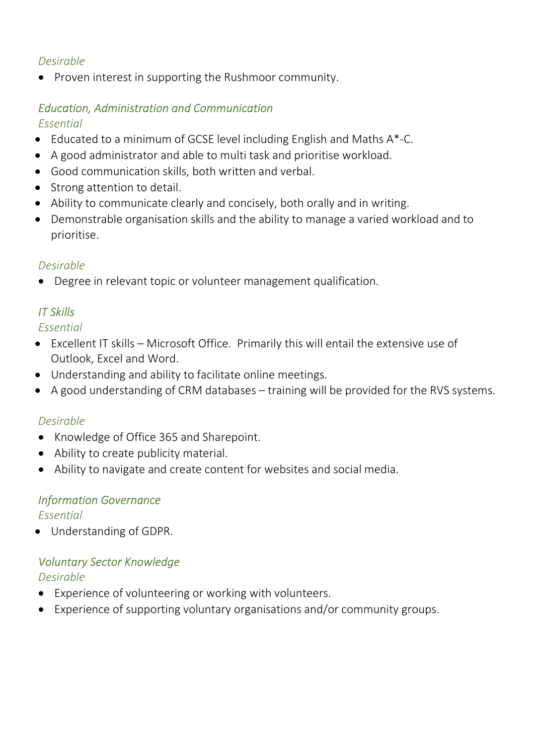*Desirable*

- Proven interest in supporting the Rushmoor community.

*Education, Administration and Communication*

*Essential*

- Educated to a minimum of GCSE level including English and Maths A*-C.
- A good administrator and able to multi task and prioritise workload.
- Good communication skills, both written and verbal.
- Strong attention to detail.
- Ability to communicate clearly and concisely, both orally and in writing.
- Demonstrable organisation skills and the ability to manage a varied workload and to prioritise.

*Desirable*

- Degree in relevant topic or volunteer management qualification.

*IT Skills*

*Essential*

- Excellent IT skills – Microsoft Office. Primarily this will entail the extensive use of Outlook, Excel and Word.
- Understanding and ability to facilitate online meetings.
- A good understanding of CRM databases – training will be provided for the RVS systems.

*Desirable*

- Knowledge of Office 365 and Sharepoint.
- Ability to create publicity material.
- Ability to navigate and create content for websites and social media.

*Information Governance*

*Essential*

- Understanding of GDPR.

*Voluntary Sector Knowledge*

*Desirable*

- Experience of volunteering or working with volunteers.
- Experience of supporting voluntary organisations and/or community groups.